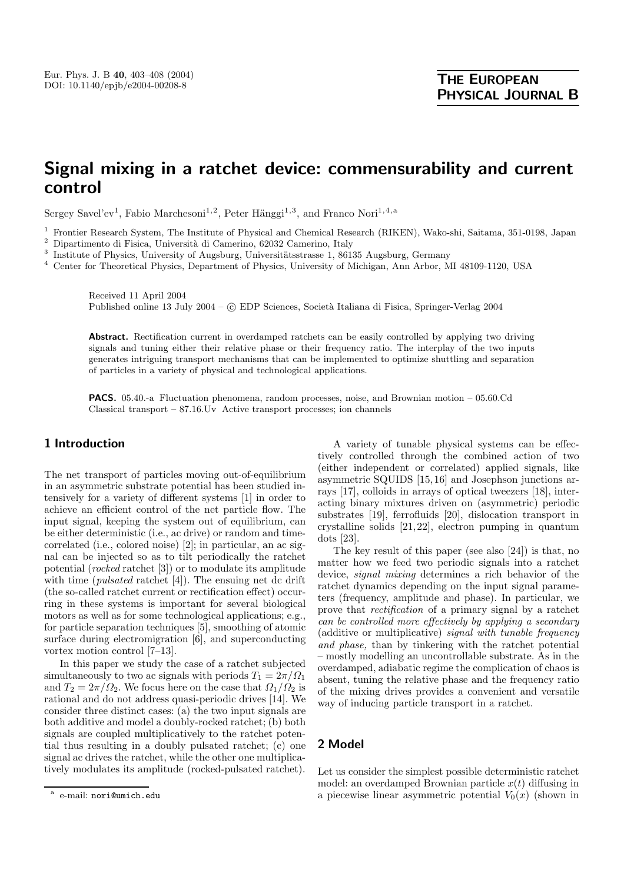# Signal mixing in a ratchet device: commensurability and current control

Sergey Savel'ev[1], Fabio Marchesoni[1,2], Peter Hänggi[1,3], and Franco Nori[1,4,a]

[1] Frontier Research System, The Institute of Physical and Chemical Research (RIKEN), Wako-shi, Saitama, 351-0198, Japan
[2] Dipartimento di Fisica, Università di Camerino, 62032 Camerino, Italy
[3] Institute of Physics, University of Augsburg, Universitätsstrasse 1, 86135 Augsburg, Germany
[4] Center for Theoretical Physics, Department of Physics, University of Michigan, Ann Arbor, MI 48109-1120, USA

Received 11 April 2004
Published online 13 July 2004 – © EDP Sciences, Società Italiana di Fisica, Springer-Verlag 2004

**Abstract.** Rectification current in overdamped ratchets can be easily controlled by applying two driving signals and tuning either their relative phase or their frequency ratio. The interplay of the two inputs generates intriguing transport mechanisms that can be implemented to optimize shuttling and separation of particles in a variety of physical and technological applications.

**PACS.** 05.40.-a Fluctuation phenomena, random processes, noise, and Brownian motion – 05.60.Cd Classical transport – 87.16.Uv Active transport processes; ion channels

## 1 Introduction

The net transport of particles moving out-of-equilibrium in an asymmetric substrate potential has been studied intensively for a variety of different systems [1] in order to achieve an efficient control of the net particle flow. The input signal, keeping the system out of equilibrium, can be either deterministic (i.e., ac drive) or random and time-correlated (i.e., colored noise) [2]; in particular, an ac signal can be injected so as to tilt periodically the ratchet potential (*rocked* ratchet [3]) or to modulate its amplitude with time (*pulsated* ratchet [4]). The ensuing net dc drift (the so-called ratchet current or rectification effect) occurring in these systems is important for several biological motors as well as for some technological applications; e.g., for particle separation techniques [5], smoothing of atomic surface during electromigration [6], and superconducting vortex motion control [7–13].

In this paper we study the case of a ratchet subjected simultaneously to two ac signals with periods $T_1 = 2\pi/\Omega_1$ and $T_2 = 2\pi/\Omega_2$. We focus here on the case that $\Omega_1/\Omega_2$ is rational and do not address quasi-periodic drives [14]. We consider three distinct cases: (a) the two input signals are both additive and model a doubly-rocked ratchet; (b) both signals are coupled multiplicatively to the ratchet potential thus resulting in a doubly pulsated ratchet; (c) one signal ac drives the ratchet, while the other one multiplicatively modulates its amplitude (rocked-pulsated ratchet).

A variety of tunable physical systems can be effectively controlled through the combined action of two (either independent or correlated) applied signals, like asymmetric SQUIDS [15,16] and Josephson junctions arrays [17], colloids in arrays of optical tweezers [18], interacting binary mixtures driven on (asymmetric) periodic substrates [19], ferrofluids [20], dislocation transport in crystalline solids [21,22], electron pumping in quantum dots [23].

The key result of this paper (see also [24]) is that, no matter how we feed two periodic signals into a ratchet device, *signal mixing* determines a rich behavior of the ratchet dynamics depending on the input signal parameters (frequency, amplitude and phase). In particular, we prove that *rectification* of a primary signal by a ratchet *can be controlled more effectively by applying a secondary* (additive or multiplicative) *signal with tunable frequency and phase,* than by tinkering with the ratchet potential – mostly modelling an uncontrollable substrate. As in the overdamped, adiabatic regime the complication of chaos is absent, tuning the relative phase and the frequency ratio of the mixing drives provides a convenient and versatile way of inducing particle transport in a ratchet.

## 2 Model

Let us consider the simplest possible deterministic ratchet model: an overdamped Brownian particle $x(t)$ diffusing in a piecewise linear asymmetric potential $V_0(x)$ (shown in

[a] e-mail: nori@umich.edu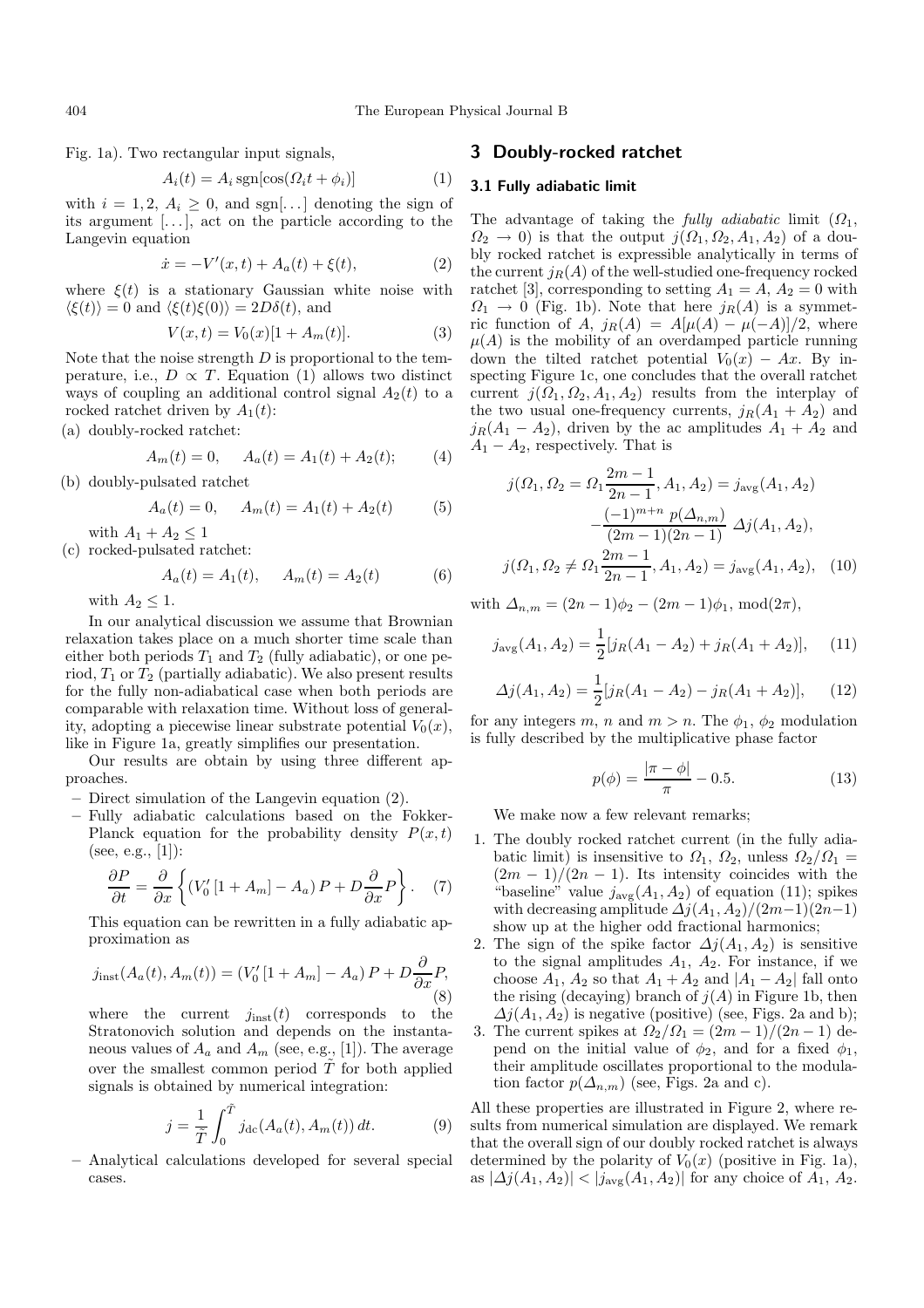Fig. 1a). Two rectangular input signals,

$$A_i(t) = A_i \,\mathrm{sgn}[\cos(\Omega_i t + \phi_i)] \tag{1}$$

with $i = 1, 2$, $A_i \geq 0$, and sgn[...] denoting the sign of its argument [...], act on the particle according to the Langevin equation

$$\dot{x} = -V'(x,t) + A_a(t) + \xi(t), \tag{2}$$

where $\xi(t)$ is a stationary Gaussian white noise with $\langle \xi(t) \rangle = 0$ and $\langle \xi(t)\xi(0) \rangle = 2D\delta(t)$, and

$$V(x,t) = V_0(x)[1 + A_m(t)]. \tag{3}$$

Note that the noise strength $D$ is proportional to the temperature, i.e., $D \propto T$. Equation (1) allows two distinct ways of coupling an additional control signal $A_2(t)$ to a rocked ratchet driven by $A_1(t)$:

(a) doubly-rocked ratchet:

$$A_m(t) = 0, \quad A_a(t) = A_1(t) + A_2(t); \tag{4}$$

(b) doubly-pulsated ratchet

$$A_a(t) = 0, \quad A_m(t) = A_1(t) + A_2(t) \tag{5}$$

with $A_1 + A_2 \leq 1$

(c) rocked-pulsated ratchet:

$$A_a(t) = A_1(t), \quad A_m(t) = A_2(t) \tag{6}$$

with $A_2 \leq 1$.

In our analytical discussion we assume that Brownian relaxation takes place on a much shorter time scale than either both periods $T_1$ and $T_2$ (fully adiabatic), or one period, $T_1$ or $T_2$ (partially adiabatic). We also present results for the fully non-adiabatical case when both periods are comparable with relaxation time. Without loss of generality, adopting a piecewise linear substrate potential $V_0(x)$, like in Figure 1a, greatly simplifies our presentation.

Our results are obtain by using three different approaches.

- Direct simulation of the Langevin equation (2).
- Fully adiabatic calculations based on the Fokker-Planck equation for the probability density $P(x,t)$ (see, e.g., [1]):

$$\frac{\partial P}{\partial t} = \frac{\partial}{\partial x}\left\{ \left(V_0' \left[1 + A_m\right] - A_a\right) P + D \frac{\partial}{\partial x} P \right\}. \tag{7}$$

  This equation can be rewritten in a fully adiabatic approximation as

$$j_{\mathrm{inst}}(A_a(t), A_m(t)) = \left(V_0' \left[1 + A_m\right] - A_a\right) P + D \frac{\partial}{\partial x} P, \tag{8}$$

  where the current $j_{\mathrm{inst}}(t)$ corresponds to the Stratonovich solution and depends on the instantaneous values of $A_a$ and $A_m$ (see, e.g., [1]). The average over the smallest common period $\tilde{T}$ for both applied signals is obtained by numerical integration:

$$j = \frac{1}{\tilde{T}} \int_0^{\tilde{T}} j_{\mathrm{dc}}(A_a(t), A_m(t))\, dt. \tag{9}$$

- Analytical calculations developed for several special cases.

## 3 Doubly-rocked ratchet

### 3.1 Fully adiabatic limit

The advantage of taking the *fully adiabatic* limit ($\Omega_1$, $\Omega_2 \to 0$) is that the output $j(\Omega_1, \Omega_2, A_1, A_2)$ of a doubly rocked ratchet is expressible analytically in terms of the current $j_R(A)$ of the well-studied one-frequency rocked ratchet [3], corresponding to setting $A_1 = A$, $A_2 = 0$ with $\Omega_1 \to 0$ (Fig. 1b). Note that here $j_R(A)$ is a symmetric function of $A$, $j_R(A) = A[\mu(A) - \mu(-A)]/2$, where $\mu(A)$ is the mobility of an overdamped particle running down the tilted ratchet potential $V_0(x) - Ax$. By inspecting Figure 1c, one concludes that the overall ratchet current $j(\Omega_1, \Omega_2, A_1, A_2)$ results from the interplay of the two usual one-frequency currents, $j_R(A_1 + A_2)$ and $j_R(A_1 - A_2)$, driven by the ac amplitudes $A_1 + A_2$ and $A_1 - A_2$, respectively. That is

$$\begin{aligned} j\left(\Omega_1, \Omega_2 = \Omega_1 \frac{2m-1}{2n-1}, A_1, A_2\right) &= j_{\mathrm{avg}}(A_1, A_2) \\ &\quad - \frac{(-1)^{m+n}\, p(\Delta_{n,m})}{(2m-1)(2n-1)}\; \Delta j(A_1, A_2), \\ j\left(\Omega_1, \Omega_2 \neq \Omega_1 \frac{2m-1}{2n-1}, A_1, A_2\right) &= j_{\mathrm{avg}}(A_1, A_2), \end{aligned} \tag{10}$$

with $\Delta_{n,m} = (2n-1)\phi_2 - (2m-1)\phi_1$, mod$(2\pi)$,

$$j_{\mathrm{avg}}(A_1, A_2) = \frac{1}{2}[j_R(A_1 - A_2) + j_R(A_1 + A_2)], \tag{11}$$

$$\Delta j(A_1, A_2) = \frac{1}{2}[j_R(A_1 - A_2) - j_R(A_1 + A_2)], \tag{12}$$

for any integers $m$, $n$ and $m > n$. The $\phi_1$, $\phi_2$ modulation is fully described by the multiplicative phase factor

$$p(\phi) = \frac{|\pi - \phi|}{\pi} - 0.5. \tag{13}$$

We make now a few relevant remarks;

1. The doubly rocked ratchet current (in the fully adiabatic limit) is insensitive to $\Omega_1$, $\Omega_2$, unless $\Omega_2/\Omega_1 = (2m-1)/(2n-1)$. Its intensity coincides with the "baseline" value $j_{\mathrm{avg}}(A_1, A_2)$ of equation (11); spikes with decreasing amplitude $\Delta j(A_1, A_2)/(2m-1)(2n-1)$ show up at the higher odd fractional harmonics;
2. The sign of the spike factor $\Delta j(A_1, A_2)$ is sensitive to the signal amplitudes $A_1$, $A_2$. For instance, if we choose $A_1$, $A_2$ so that $A_1 + A_2$ and $|A_1 - A_2|$ fall onto the rising (decaying) branch of $j(A)$ in Figure 1b, then $\Delta j(A_1, A_2)$ is negative (positive) (see, Figs. 2a and b);
3. The current spikes at $\Omega_2/\Omega_1 = (2m-1)/(2n-1)$ depend on the initial value of $\phi_2$, and for a fixed $\phi_1$, their amplitude oscillates proportional to the modulation factor $p(\Delta_{n,m})$ (see, Figs. 2a and c).

All these properties are illustrated in Figure 2, where results from numerical simulation are displayed. We remark that the overall sign of our doubly rocked ratchet is always determined by the polarity of $V_0(x)$ (positive in Fig. 1a), as $|\Delta j(A_1, A_2)| < |j_{\mathrm{avg}}(A_1, A_2)|$ for any choice of $A_1$, $A_2$.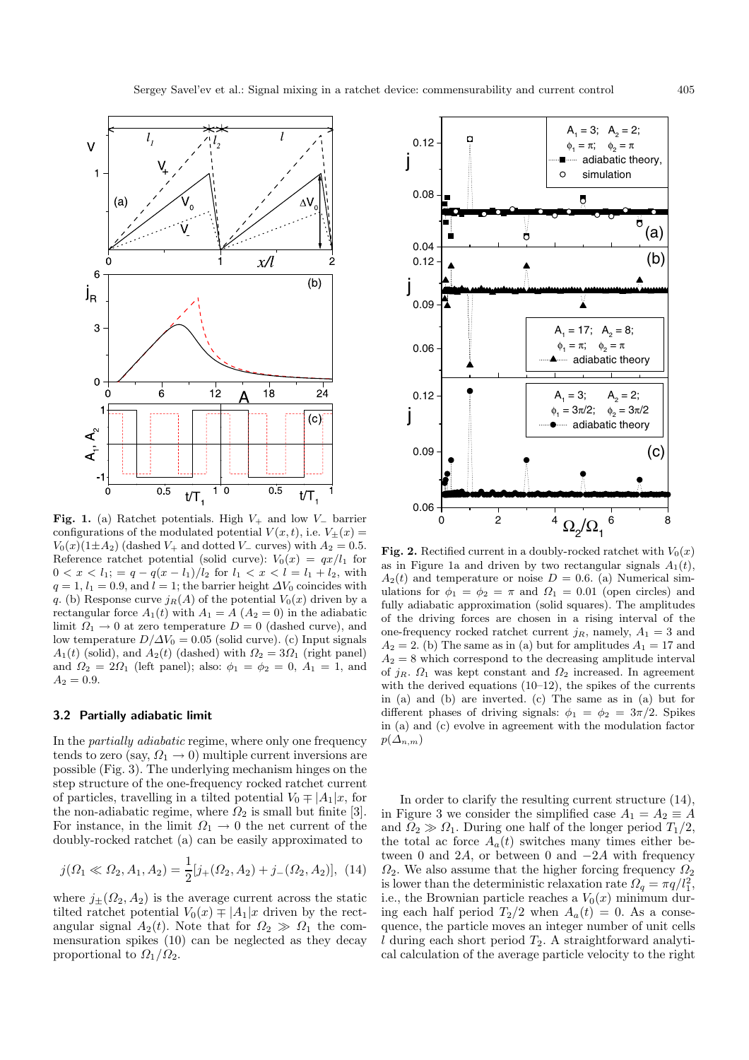**Fig. 1.** (a) Ratchet potentials. High $V_+$ and low $V_-$ barrier configurations of the modulated potential $V(x,t)$, i.e. $V_\pm(x) = V_0(x)(1 \pm A_2)$ (dashed $V_+$ and dotted $V_-$ curves) with $A_2 = 0.5$. Reference ratchet potential (solid curve): $V_0(x) = qx/l_1$ for $0 < x < l_1$; $= q - q(x - l_1)/l_2$ for $l_1 < x < l = l_1 + l_2$, with $q = 1$, $l_1 = 0.9$, and $l = 1$; the barrier height $\Delta V_0$ coincides with $q$. (b) Response curve $j_R(A)$ of the potential $V_0(x)$ driven by a rectangular force $A_1(t)$ with $A_1 = A$ ($A_2 = 0$) in the adiabatic limit $\Omega_1 \to 0$ at zero temperature $D = 0$ (dashed curve), and low temperature $D/\Delta V_0 = 0.05$ (solid curve). (c) Input signals $A_1(t)$ (solid), and $A_2(t)$ (dashed) with $\Omega_2 = 3\Omega_1$ (right panel) and $\Omega_2 = 2\Omega_1$ (left panel); also: $\phi_1 = \phi_2 = 0$, $A_1 = 1$, and $A_2 = 0.9$.

### 3.2 Partially adiabatic limit

In the *partially adiabatic* regime, where only one frequency tends to zero (say, $\Omega_1 \to 0$) multiple current inversions are possible (Fig. 3). The underlying mechanism hinges on the step structure of the one-frequency rocked ratchet current of particles, travelling in a tilted potential $V_0 \mp |A_1|x$, for the non-adiabatic regime, where $\Omega_2$ is small but finite [3]. For instance, in the limit $\Omega_1 \to 0$ the net current of the doubly-rocked ratchet (a) can be easily approximated to

$$j(\Omega_1 \ll \Omega_2, A_1, A_2) = \frac{1}{2}[j_+(\Omega_2, A_2) + j_-(\Omega_2, A_2)], \quad (14)$$

where $j_\pm(\Omega_2, A_2)$ is the average current across the static tilted ratchet potential $V_0(x) \mp |A_1|x$ driven by the rectangular signal $A_2(t)$. Note that for $\Omega_2 \gg \Omega_1$ the commensuration spikes (10) can be neglected as they decay proportional to $\Omega_1/\Omega_2$.

**Fig. 2.** Rectified current in a doubly-rocked ratchet with $V_0(x)$ as in Figure 1a and driven by two rectangular signals $A_1(t)$, $A_2(t)$ and temperature or noise $D = 0.6$. (a) Numerical simulations for $\phi_1 = \phi_2 = \pi$ and $\Omega_1 = 0.01$ (open circles) and fully adiabatic approximation (solid squares). The amplitudes of the driving forces are chosen in a rising interval of the one-frequency rocked ratchet current $j_R$, namely, $A_1 = 3$ and $A_2 = 2$. (b) The same as in (a) but for amplitudes $A_1 = 17$ and $A_2 = 8$ which correspond to the decreasing amplitude interval of $j_R$. $\Omega_1$ was kept constant and $\Omega_2$ increased. In agreement with the derived equations (10–12), the spikes of the currents in (a) and (b) are inverted. (c) The same as in (a) but for different phases of driving signals: $\phi_1 = \phi_2 = 3\pi/2$. Spikes in (a) and (c) evolve in agreement with the modulation factor $p(\Delta_{n,m})$

In order to clarify the resulting current structure (14), in Figure 3 we consider the simplified case $A_1 = A_2 \equiv A$ and $\Omega_2 \gg \Omega_1$. During one half of the longer period $T_1/2$, the total ac force $A_a(t)$ switches many times either between 0 and $2A$, or between 0 and $-2A$ with frequency $\Omega_2$. We also assume that the higher forcing frequency $\Omega_2$ is lower than the deterministic relaxation rate $\Omega_q = \pi q/l_1^2$, i.e., the Brownian particle reaches a $V_0(x)$ minimum during each half period $T_2/2$ when $A_a(t) = 0$. As a consequence, the particle moves an integer number of unit cells $l$ during each short period $T_2$. A straightforward analytical calculation of the average particle velocity to the right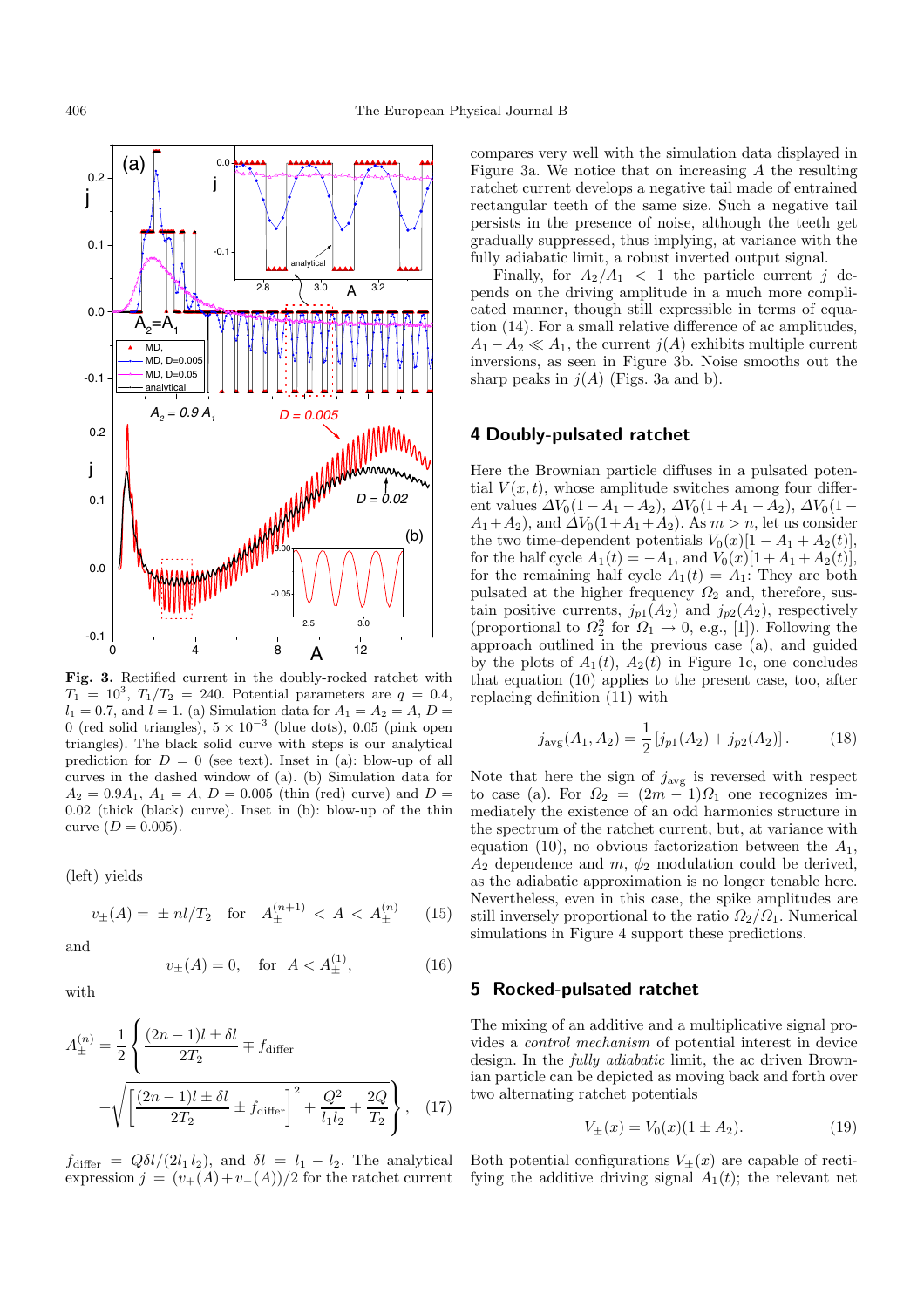Fig. 3. Rectified current in the doubly-rocked ratchet with $T_1 = 10^3$, $T_1/T_2 = 240$. Potential parameters are $q = 0.4$, $l_1 = 0.7$, and $l = 1$. (a) Simulation data for $A_1 = A_2 = A$, $D = 0$ (red solid triangles), $5 \times 10^{-3}$ (blue dots), 0.05 (pink open triangles). The black solid curve with steps is our analytical prediction for $D = 0$ (see text). Inset in (a): blow-up of all curves in the dashed window of (a). (b) Simulation data for $A_2 = 0.9A_1$, $A_1 = A$, $D = 0.005$ (thin (red) curve) and $D = 0.02$ (thick (black) curve). Inset in (b): blow-up of the thin curve ($D = 0.005$).

(left) yields

$$v_\pm(A) = \pm nl/T_2 \quad \text{for} \quad A_\pm^{(n+1)} < A < A_\pm^{(n)} \tag{15}$$

and

$$v_\pm(A) = 0, \quad \text{for} \quad A < A_\pm^{(1)}, \tag{16}$$

with

$$A_\pm^{(n)} = \frac{1}{2}\left\{\frac{(2n-1)l \pm \delta l}{2T_2} \mp f_{\text{differ}} + \sqrt{\left[\frac{(2n-1)l \pm \delta l}{2T_2} \pm f_{\text{differ}}\right]^2 + \frac{Q^2}{l_1 l_2} + \frac{2Q}{T_2}}\right\}, \tag{17}$$

$f_{\text{differ}} = Q\delta l/(2l_1 l_2)$, and $\delta l = l_1 - l_2$. The analytical expression $j = (v_+(A) + v_-(A))/2$ for the ratchet current compares very well with the simulation data displayed in Figure 3a. We notice that on increasing $A$ the resulting ratchet current develops a negative tail made of entrained rectangular teeth of the same size. Such a negative tail persists in the presence of noise, although the teeth get gradually suppressed, thus implying, at variance with the fully adiabatic limit, a robust inverted output signal.

Finally, for $A_2/A_1 < 1$ the particle current $j$ depends on the driving amplitude in a much more complicated manner, though still expressible in terms of equation (14). For a small relative difference of ac amplitudes, $A_1 - A_2 \ll A_1$, the current $j(A)$ exhibits multiple current inversions, as seen in Figure 3b. Noise smooths out the sharp peaks in $j(A)$ (Figs. 3a and b).

## 4 Doubly-pulsated ratchet

Here the Brownian particle diffuses in a pulsated potential $V(x,t)$, whose amplitude switches among four different values $\Delta V_0(1 - A_1 - A_2)$, $\Delta V_0(1 + A_1 - A_2)$, $\Delta V_0(1 - A_1 + A_2)$, and $\Delta V_0(1 + A_1 + A_2)$. As $m > n$, let us consider the two time-dependent potentials $V_0(x)[1 - A_1 + A_2(t)]$, for the half cycle $A_1(t) = -A_1$, and $V_0(x)[1 + A_1 + A_2(t)]$, for the remaining half cycle $A_1(t) = A_1$: They are both pulsated at the higher frequency $\Omega_2$ and, therefore, sustain positive currents, $j_{p1}(A_2)$ and $j_{p2}(A_2)$, respectively (proportional to $\Omega_2^2$ for $\Omega_1 \to 0$, e.g., [1]). Following the approach outlined in the previous case (a), and guided by the plots of $A_1(t)$, $A_2(t)$ in Figure 1c, one concludes that equation (10) applies to the present case, too, after replacing definition (11) with

$$j_{\text{avg}}(A_1, A_2) = \frac{1}{2}\left[j_{p1}(A_2) + j_{p2}(A_2)\right]. \tag{18}$$

Note that here the sign of $j_{\text{avg}}$ is reversed with respect to case (a). For $\Omega_2 = (2m-1)\Omega_1$ one recognizes immediately the existence of an odd harmonics structure in the spectrum of the ratchet current, but, at variance with equation (10), no obvious factorization between the $A_1$, $A_2$ dependence and $m$, $\phi_2$ modulation could be derived, as the adiabatic approximation is no longer tenable here. Nevertheless, even in this case, the spike amplitudes are still inversely proportional to the ratio $\Omega_2/\Omega_1$. Numerical simulations in Figure 4 support these predictions.

## 5 Rocked-pulsated ratchet

The mixing of an additive and a multiplicative signal provides a *control mechanism* of potential interest in device design. In the *fully adiabatic* limit, the ac driven Brownian particle can be depicted as moving back and forth over two alternating ratchet potentials

$$V_\pm(x) = V_0(x)(1 \pm A_2). \tag{19}$$

Both potential configurations $V_\pm(x)$ are capable of rectifying the additive driving signal $A_1(t)$; the relevant net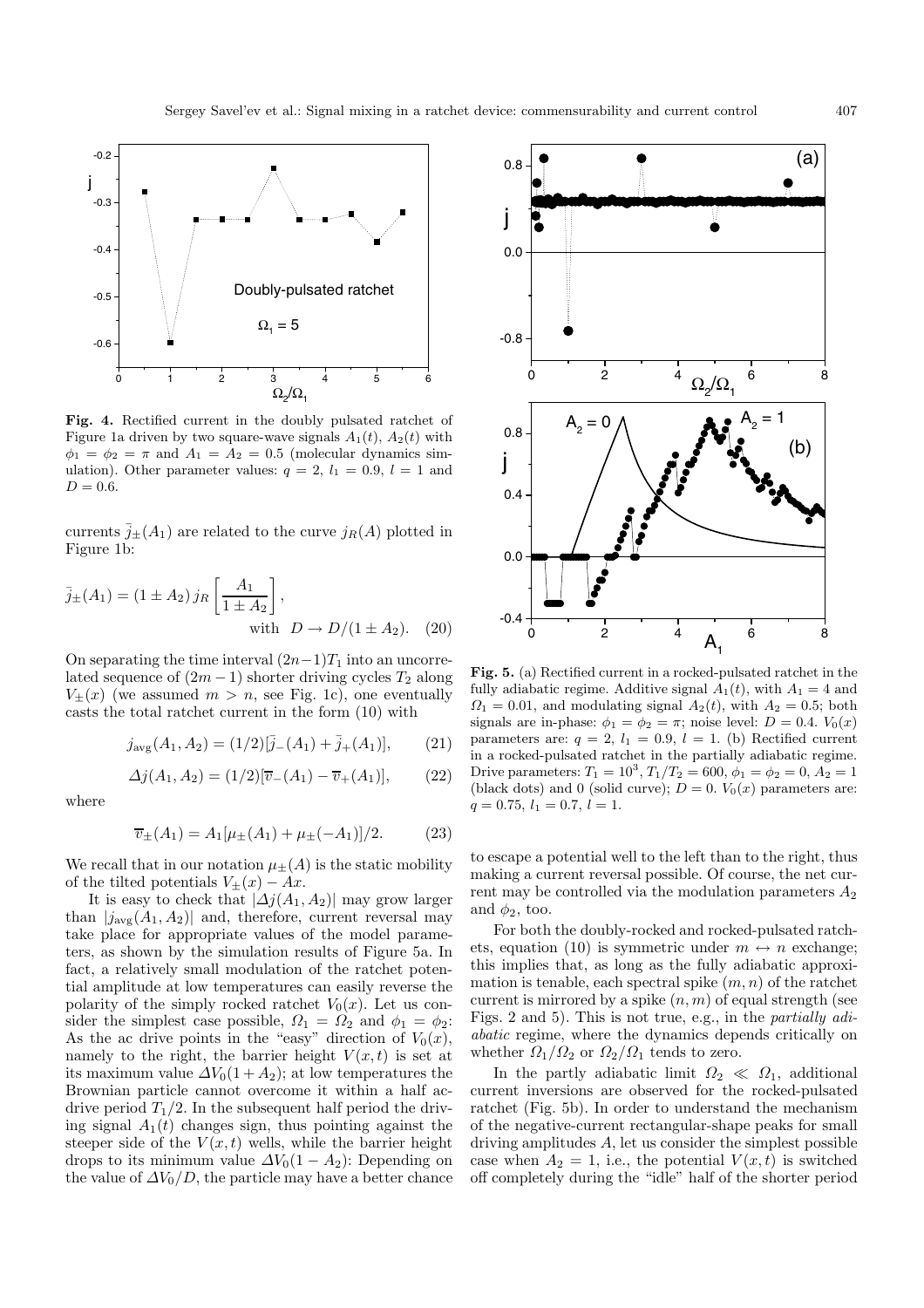**Fig. 4.** Rectified current in the doubly pulsated ratchet of Figure 1a driven by two square-wave signals $A_1(t)$, $A_2(t)$ with $\phi_1 = \phi_2 = \pi$ and $A_1 = A_2 = 0.5$ (molecular dynamics simulation). Other parameter values: $q = 2$, $l_1 = 0.9$, $l = 1$ and $D = 0.6$.

currents $\bar{j}_\pm(A_1)$ are related to the curve $j_R(A)$ plotted in Figure 1b:

$$\bar{j}_\pm(A_1) = (1 \pm A_2)\, j_R\left[\frac{A_1}{1 \pm A_2}\right], \quad \text{with} \;\; D \to D/(1 \pm A_2). \quad (20)$$

On separating the time interval $(2n-1)T_1$ into an uncorrelated sequence of $(2m-1)$ shorter driving cycles $T_2$ along $V_\pm(x)$ (we assumed $m > n$, see Fig. 1c), one eventually casts the total ratchet current in the form (10) with

$$j_{\rm avg}(A_1, A_2) = (1/2)[\bar{j}_-(A_1) + \bar{j}_+(A_1)], \quad (21)$$

$$\Delta j(A_1, A_2) = (1/2)[\overline{v}_-(A_1) - \overline{v}_+(A_1)], \quad (22)$$

where

$$\overline{v}_\pm(A_1) = A_1[\mu_\pm(A_1) + \mu_\pm(-A_1)]/2. \quad (23)$$

We recall that in our notation $\mu_\pm(A)$ is the static mobility of the tilted potentials $V_\pm(x) - Ax$.

It is easy to check that $|\Delta j(A_1, A_2)|$ may grow larger than $|j_{\rm avg}(A_1, A_2)|$ and, therefore, current reversal may take place for appropriate values of the model parameters, as shown by the simulation results of Figure 5a. In fact, a relatively small modulation of the ratchet potential amplitude at low temperatures can easily reverse the polarity of the simply rocked ratchet $V_0(x)$. Let us consider the simplest case possible, $\Omega_1 = \Omega_2$ and $\phi_1 = \phi_2$: As the ac drive points in the "easy" direction of $V_0(x)$, namely to the right, the barrier height $V(x,t)$ is set at its maximum value $\Delta V_0(1 + A_2)$; at low temperatures the Brownian particle cannot overcome it within a half ac-drive period $T_1/2$. In the subsequent half period the driving signal $A_1(t)$ changes sign, thus pointing against the steeper side of the $V(x,t)$ wells, while the barrier height drops to its minimum value $\Delta V_0(1 - A_2)$: Depending on the value of $\Delta V_0/D$, the particle may have a better chance to escape a potential well to the left than to the right, thus making a current reversal possible. Of course, the net current may be controlled via the modulation parameters $A_2$ and $\phi_2$, too.

**Fig. 5.** (a) Rectified current in a rocked-pulsated ratchet in the fully adiabatic regime. Additive signal $A_1(t)$, with $A_1 = 4$ and $\Omega_1 = 0.01$, and modulating signal $A_2(t)$, with $A_2 = 0.5$; both signals are in-phase: $\phi_1 = \phi_2 = \pi$; noise level: $D = 0.4$. $V_0(x)$ parameters are: $q = 2$, $l_1 = 0.9$, $l = 1$. (b) Rectified current in a rocked-pulsated ratchet in the partially adiabatic regime. Drive parameters: $T_1 = 10^3$, $T_1/T_2 = 600$, $\phi_1 = \phi_2 = 0$, $A_2 = 1$ (black dots) and 0 (solid curve); $D = 0$. $V_0(x)$ parameters are: $q = 0.75$, $l_1 = 0.7$, $l = 1$.

For both the doubly-rocked and rocked-pulsated ratchets, equation (10) is symmetric under $m \leftrightarrow n$ exchange; this implies that, as long as the fully adiabatic approximation is tenable, each spectral spike $(m,n)$ of the ratchet current is mirrored by a spike $(n,m)$ of equal strength (see Figs. 2 and 5). This is not true, e.g., in the *partially adiabatic* regime, where the dynamics depends critically on whether $\Omega_1/\Omega_2$ or $\Omega_2/\Omega_1$ tends to zero.

In the partly adiabatic limit $\Omega_2 \ll \Omega_1$, additional current inversions are observed for the rocked-pulsated ratchet (Fig. 5b). In order to understand the mechanism of the negative-current rectangular-shape peaks for small driving amplitudes $A$, let us consider the simplest possible case when $A_2 = 1$, i.e., the potential $V(x,t)$ is switched off completely during the "idle" half of the shorter period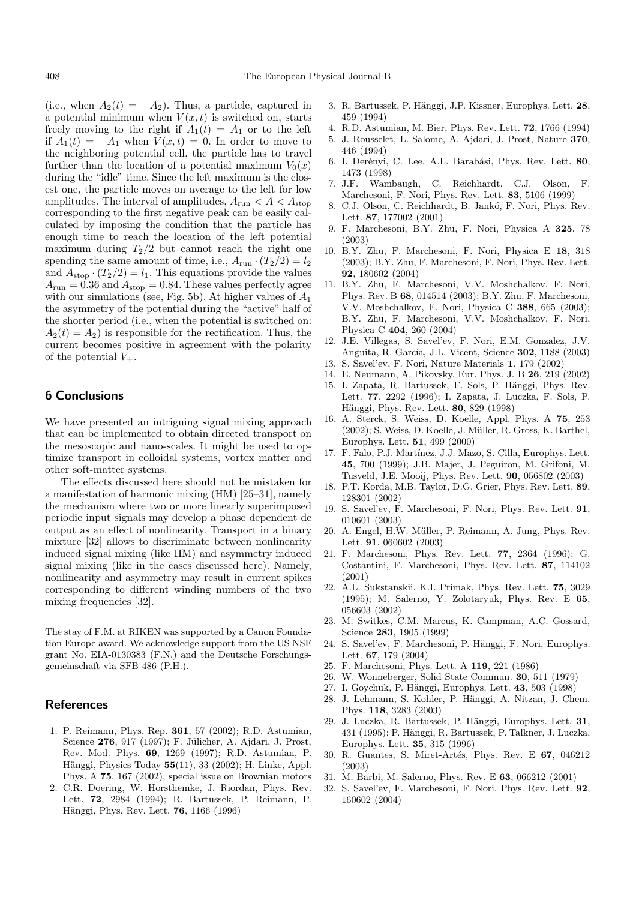(i.e., when $A_2(t) = -A_2$). Thus, a particle, captured in a potential minimum when $V(x,t)$ is switched on, starts freely moving to the right if $A_1(t) = A_1$ or to the left if $A_1(t) = -A_1$ when $V(x,t) = 0$. In order to move to the neighboring potential cell, the particle has to travel further than the location of a potential maximum $V_0(x)$ during the "idle" time. Since the left maximum is the closest one, the particle moves on average to the left for low amplitudes. The interval of amplitudes, $A_{\rm run} < A < A_{\rm stop}$ corresponding to the first negative peak can be easily calculated by imposing the condition that the particle has enough time to reach the location of the left potential maximum during $T_2/2$ but cannot reach the right one spending the same amount of time, i.e., $A_{\rm run} \cdot (T_2/2) = l_2$ and $A_{\rm stop} \cdot (T_2/2) = l_1$. This equations provide the values $A_{\rm run} = 0.36$ and $A_{\rm stop} = 0.84$. These values perfectly agree with our simulations (see, Fig. 5b). At higher values of $A_1$ the asymmetry of the potential during the "active" half of the shorter period (i.e., when the potential is switched on: $A_2(t) = A_2$) is responsible for the rectification. Thus, the current becomes positive in agreement with the polarity of the potential $V_+$.

## 6 Conclusions

We have presented an intriguing signal mixing approach that can be implemented to obtain directed transport on the mesoscopic and nano-scales. It might be used to optimize transport in colloidal systems, vortex matter and other soft-matter systems.

The effects discussed here should not be mistaken for a manifestation of harmonic mixing (HM) [25–31], namely the mechanism where two or more linearly superimposed periodic input signals may develop a phase dependent dc output as an effect of nonlinearity. Transport in a binary mixture [32] allows to discriminate between nonlinearity induced signal mixing (like HM) and asymmetry induced signal mixing (like in the cases discussed here). Namely, nonlinearity and asymmetry may result in current spikes corresponding to different winding numbers of the two mixing frequencies [32].

The stay of F.M. at RIKEN was supported by a Canon Foundation Europe award. We acknowledge support from the US NSF grant No. EIA-0130383 (F.N.) and the Deutsche Forschungsgemeinschaft via SFB-486 (P.H.).

## References

1. P. Reimann, Phys. Rep. **361**, 57 (2002); R.D. Astumian, Science **276**, 917 (1997); F. Jülicher, A. Ajdari, J. Prost, Rev. Mod. Phys. **69**, 1269 (1997); R.D. Astumian, P. Hänggi, Physics Today **55**(11), 33 (2002); H. Linke, Appl. Phys. A **75**, 167 (2002), special issue on Brownian motors
2. C.R. Doering, W. Horsthemke, J. Riordan, Phys. Rev. Lett. **72**, 2984 (1994); R. Bartussek, P. Reimann, P. Hänggi, Phys. Rev. Lett. **76**, 1166 (1996)
3. R. Bartussek, P. Hänggi, J.P. Kissner, Europhys. Lett. **28**, 459 (1994)
4. R.D. Astumian, M. Bier, Phys. Rev. Lett. **72**, 1766 (1994)
5. J. Rousselet, L. Salome, A. Ajdari, J. Prost, Nature **370**, 446 (1994)
6. I. Derényi, C. Lee, A.L. Barabási, Phys. Rev. Lett. **80**, 1473 (1998)
7. J.F. Wambaugh, C. Reichhardt, C.J. Olson, F. Marchesoni, F. Nori, Phys. Rev. Lett. **83**, 5106 (1999)
8. C.J. Olson, C. Reichhardt, B. Jankó, F. Nori, Phys. Rev. Lett. **87**, 177002 (2001)
9. F. Marchesoni, B.Y. Zhu, F. Nori, Physica A **325**, 78 (2003)
10. B.Y. Zhu, F. Marchesoni, F. Nori, Physica E **18**, 318 (2003); B.Y. Zhu, F. Marchesoni, F. Nori, Phys. Rev. Lett. **92**, 180602 (2004)
11. B.Y. Zhu, F. Marchesoni, V.V. Moshchalkov, F. Nori, Phys. Rev. B **68**, 014514 (2003); B.Y. Zhu, F. Marchesoni, V.V. Moshchalkov, F. Nori, Physica C **388**, 665 (2003); B.Y. Zhu, F. Marchesoni, V.V. Moshchalkov, F. Nori, Physica C **404**, 260 (2004)
12. J.E. Villegas, S. Savel'ev, F. Nori, E.M. Gonzalez, J.V. Anguita, R. García, J.L. Vicent, Science **302**, 1188 (2003)
13. S. Savel'ev, F. Nori, Nature Materials **1**, 179 (2002)
14. E. Neumann, A. Pikovsky, Eur. Phys. J. B **26**, 219 (2002)
15. I. Zapata, R. Bartussek, F. Sols, P. Hänggi, Phys. Rev. Lett. **77**, 2292 (1996); I. Zapata, J. Luczka, F. Sols, P. Hänggi, Phys. Rev. Lett. **80**, 829 (1998)
16. A. Sterck, S. Weiss, D. Koelle, Appl. Phys. A **75**, 253 (2002); S. Weiss, D. Koelle, J. Müller, R. Gross, K. Barthel, Europhys. Lett. **51**, 499 (2000)
17. F. Falo, P.J. Martínez, J.J. Mazo, S. Cilla, Europhys. Lett. **45**, 700 (1999); J.B. Majer, J. Peguiron, M. Grifoni, M. Tusveld, J.E. Mooij, Phys. Rev. Lett. **90**, 056802 (2003)
18. P.T. Korda, M.B. Taylor, D.G. Grier, Phys. Rev. Lett. **89**, 128301 (2002)
19. S. Savel'ev, F. Marchesoni, F. Nori, Phys. Rev. Lett. **91**, 010601 (2003)
20. A. Engel, H.W. Müller, P. Reimann, A. Jung, Phys. Rev. Lett. **91**, 060602 (2003)
21. F. Marchesoni, Phys. Rev. Lett. **77**, 2364 (1996); G. Costantini, F. Marchesoni, Phys. Rev. Lett. **87**, 114102 (2001)
22. A.L. Sukstanskii, K.I. Primak, Phys. Rev. Lett. **75**, 3029 (1995); M. Salerno, Y. Zolotaryuk, Phys. Rev. E **65**, 056603 (2002)
23. M. Switkes, C.M. Marcus, K. Campman, A.C. Gossard, Science **283**, 1905 (1999)
24. S. Savel'ev, F. Marchesoni, P. Hänggi, F. Nori, Europhys. Lett. **67**, 179 (2004)
25. F. Marchesoni, Phys. Lett. A **119**, 221 (1986)
26. W. Wonneberger, Solid State Commun. **30**, 511 (1979)
27. I. Goychuk, P. Hänggi, Europhys. Lett. **43**, 503 (1998)
28. J. Lehmann, S. Kohler, P. Hänggi, A. Nitzan, J. Chem. Phys. **118**, 3283 (2003)
29. J. Luczka, R. Bartussek, P. Hänggi, Europhys. Lett. **31**, 431 (1995); P. Hänggi, R. Bartussek, P. Talkner, J. Luczka, Europhys. Lett. **35**, 315 (1996)
30. R. Guantes, S. Miret-Artés, Phys. Rev. E **67**, 046212 (2003)
31. M. Barbi, M. Salerno, Phys. Rev. E **63**, 066212 (2001)
32. S. Savel'ev, F. Marchesoni, F. Nori, Phys. Rev. Lett. **92**, 160602 (2004)